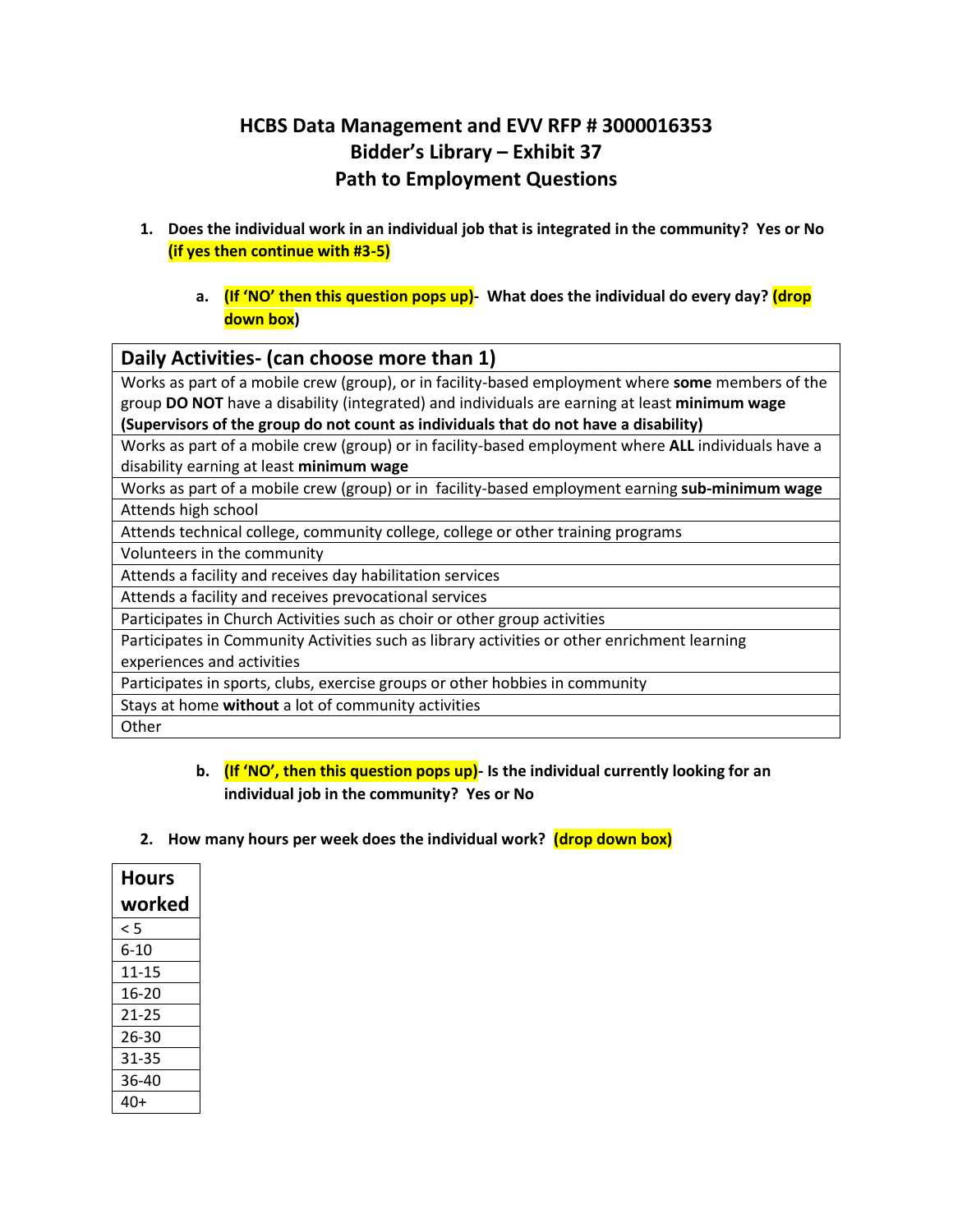# HCBS Data Management and EVV RFP # 3000016353
## Bidder's Library – Exhibit 37
## Path to Employment Questions

1. **Does the individual work in an individual job that is integrated in the community? Yes or No (if yes then continue with #3-5)**

   a. **(If 'NO' then this question pops up)- What does the individual do every day? (drop down box)**

| Daily Activities- (can choose more than 1) |
|---|
| Works as part of a mobile crew (group), or in facility-based employment where **some** members of the group **DO NOT** have a disability (integrated) and individuals are earning at least **minimum wage** **(Supervisors of the group do not count as individuals that do not have a disability)** |
| Works as part of a mobile crew (group) or in facility-based employment where **ALL** individuals have a disability earning at least **minimum wage** |
| Works as part of a mobile crew (group) or in facility-based employment earning **sub-minimum wage** |
| Attends high school |
| Attends technical college, community college, college or other training programs |
| Volunteers in the community |
| Attends a facility and receives day habilitation services |
| Attends a facility and receives prevocational services |
| Participates in Church Activities such as choir or other group activities |
| Participates in Community Activities such as library activities or other enrichment learning experiences and activities |
| Participates in sports, clubs, exercise groups or other hobbies in community |
| Stays at home **without** a lot of community activities |
| Other |

   b. **(If 'NO', then this question pops up)- Is the individual currently looking for an individual job in the community? Yes or No**

2. **How many hours per week does the individual work? (drop down box)**

| Hours worked |
|---|
| < 5 |
| 6-10 |
| 11-15 |
| 16-20 |
| 21-25 |
| 26-30 |
| 31-35 |
| 36-40 |
| 40+ |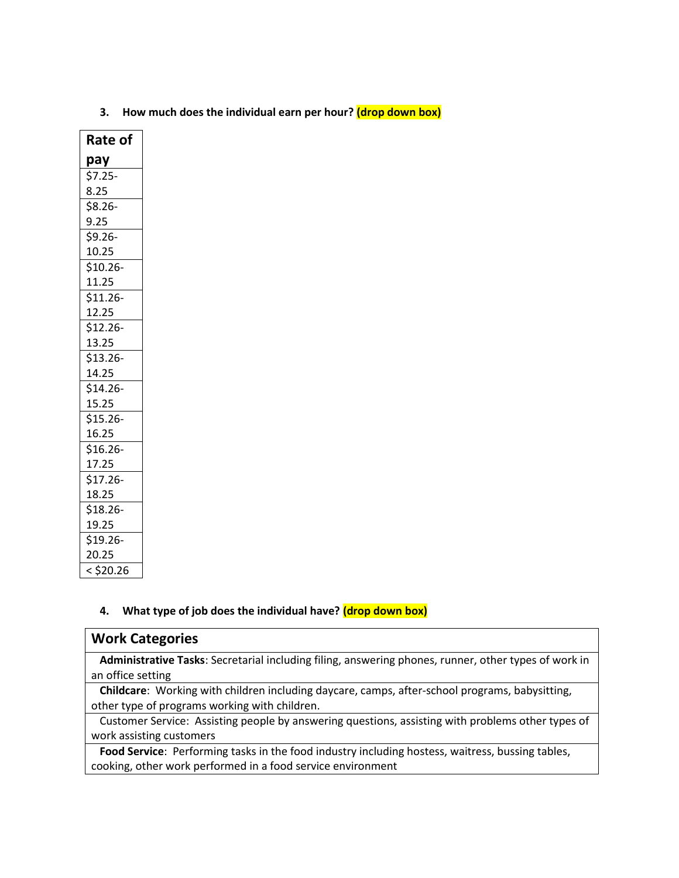3. **How much does the individual earn per hour? (drop down box)**

| Rate of pay |
|---|
| $7.25-8.25 |
| $8.26-9.25 |
| $9.26-10.25 |
| $10.26-11.25 |
| $11.26-12.25 |
| $12.26-13.25 |
| $13.26-14.25 |
| $14.26-15.25 |
| $15.26-16.25 |
| $16.26-17.25 |
| $17.26-18.25 |
| $18.26-19.25 |
| $19.26-20.25 |
| < $20.26 |

4. **What type of job does the individual have? (drop down box)**

| Work Categories |
|---|
| **Administrative Tasks**: Secretarial including filing, answering phones, runner, other types of work in an office setting |
| **Childcare**: Working with children including daycare, camps, after-school programs, babysitting, other type of programs working with children. |
| Customer Service: Assisting people by answering questions, assisting with problems other types of work assisting customers |
| **Food Service**: Performing tasks in the food industry including hostess, waitress, bussing tables, cooking, other work performed in a food service environment |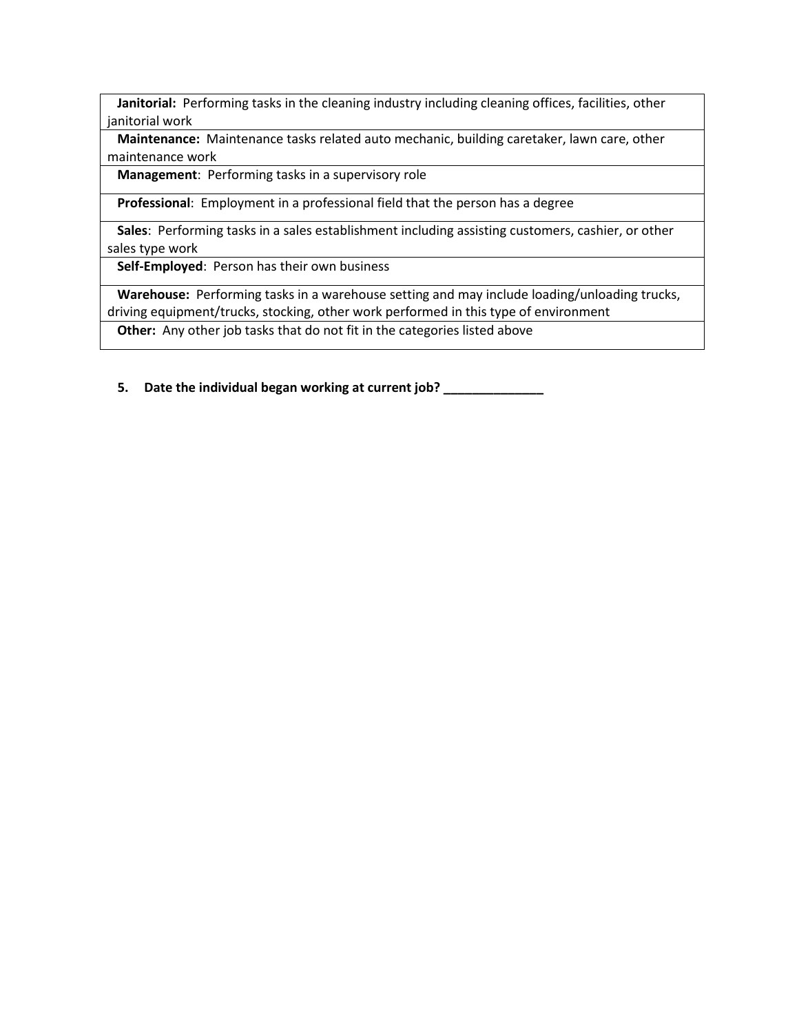| |
|---|
| **Janitorial:** Performing tasks in the cleaning industry including cleaning offices, facilities, other janitorial work |
| **Maintenance:** Maintenance tasks related auto mechanic, building caretaker, lawn care, other maintenance work |
| **Management**: Performing tasks in a supervisory role |
| **Professional**: Employment in a professional field that the person has a degree |
| **Sales**: Performing tasks in a sales establishment including assisting customers, cashier, or other sales type work |
| **Self-Employed**: Person has their own business |
| **Warehouse:** Performing tasks in a warehouse setting and may include loading/unloading trucks, driving equipment/trucks, stocking, other work performed in this type of environment |
| **Other:** Any other job tasks that do not fit in the categories listed above |

**5. Date the individual began working at current job? ______________**